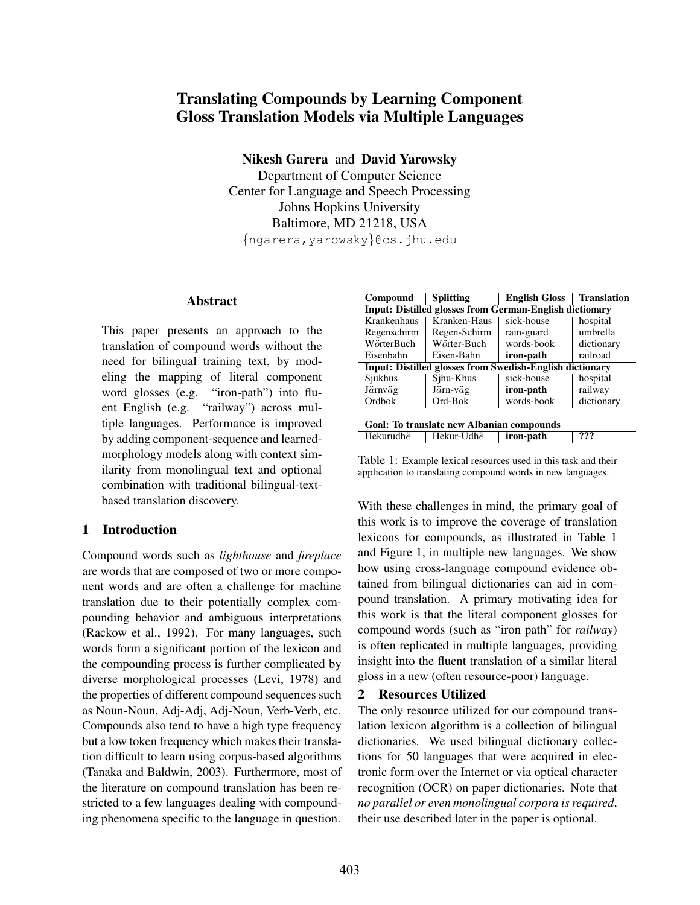# Translating Compounds by Learning Component Gloss Translation Models via Multiple Languages

**Nikesh Garera** and **David Yarowsky**
Department of Computer Science
Center for Language and Speech Processing
Johns Hopkins University
Baltimore, MD 21218, USA
{ngarera,yarowsky}@cs.jhu.edu

## Abstract

This paper presents an approach to the translation of compound words without the need for bilingual training text, by modeling the mapping of literal component word glosses (e.g. "iron-path") into fluent English (e.g. "railway") across multiple languages. Performance is improved by adding component-sequence and learned-morphology models along with context similarity from monolingual text and optional combination with traditional bilingual-text-based translation discovery.

## 1 Introduction

Compound words such as *lighthouse* and *fireplace* are words that are composed of two or more component words and are often a challenge for machine translation due to their potentially complex compounding behavior and ambiguous interpretations (Rackow et al., 1992). For many languages, such words form a significant portion of the lexicon and the compounding process is further complicated by diverse morphological processes (Levi, 1978) and the properties of different compound sequences such as Noun-Noun, Adj-Adj, Adj-Noun, Verb-Verb, etc. Compounds also tend to have a high type frequency but a low token frequency which makes their translation difficult to learn using corpus-based algorithms (Tanaka and Baldwin, 2003). Furthermore, most of the literature on compound translation has been restricted to a few languages dealing with compounding phenomena specific to the language in question.

| Compound | Splitting | English Gloss | Translation |
|---|---|---|---|
| **Input: Distilled glosses from German-English dictionary** | | | |
| Krankenhaus | Kranken-Haus | sick-house | hospital |
| Regenschirm | Regen-Schirm | rain-guard | umbrella |
| WörterBuch | Wörter-Buch | words-book | dictionary |
| Eisenbahn | Eisen-Bahn | **iron-path** | railroad |
| **Input: Distilled glosses from Swedish-English dictionary** | | | |
| Sjukhus | Sjhu-Khus | sick-house | hospital |
| Järnväg | Järn-väg | **iron-path** | railway |
| Ordbok | Ord-Bok | words-book | dictionary |
| **Goal: To translate new Albanian compounds** | | | |
| Hekurudhë | Hekur-Udhë | **iron-path** | **???** |

Table 1: Example lexical resources used in this task and their application to translating compound words in new languages.

With these challenges in mind, the primary goal of this work is to improve the coverage of translation lexicons for compounds, as illustrated in Table 1 and Figure 1, in multiple new languages. We show how using cross-language compound evidence obtained from bilingual dictionaries can aid in compound translation. A primary motivating idea for this work is that the literal component glosses for compound words (such as "iron path" for *railway*) is often replicated in multiple languages, providing insight into the fluent translation of a similar literal gloss in a new (often resource-poor) language.

## 2 Resources Utilized

The only resource utilized for our compound translation lexicon algorithm is a collection of bilingual dictionaries. We used bilingual dictionary collections for 50 languages that were acquired in electronic form over the Internet or via optical character recognition (OCR) on paper dictionaries. Note that *no parallel or even monolingual corpora is required*, their use described later in the paper is optional.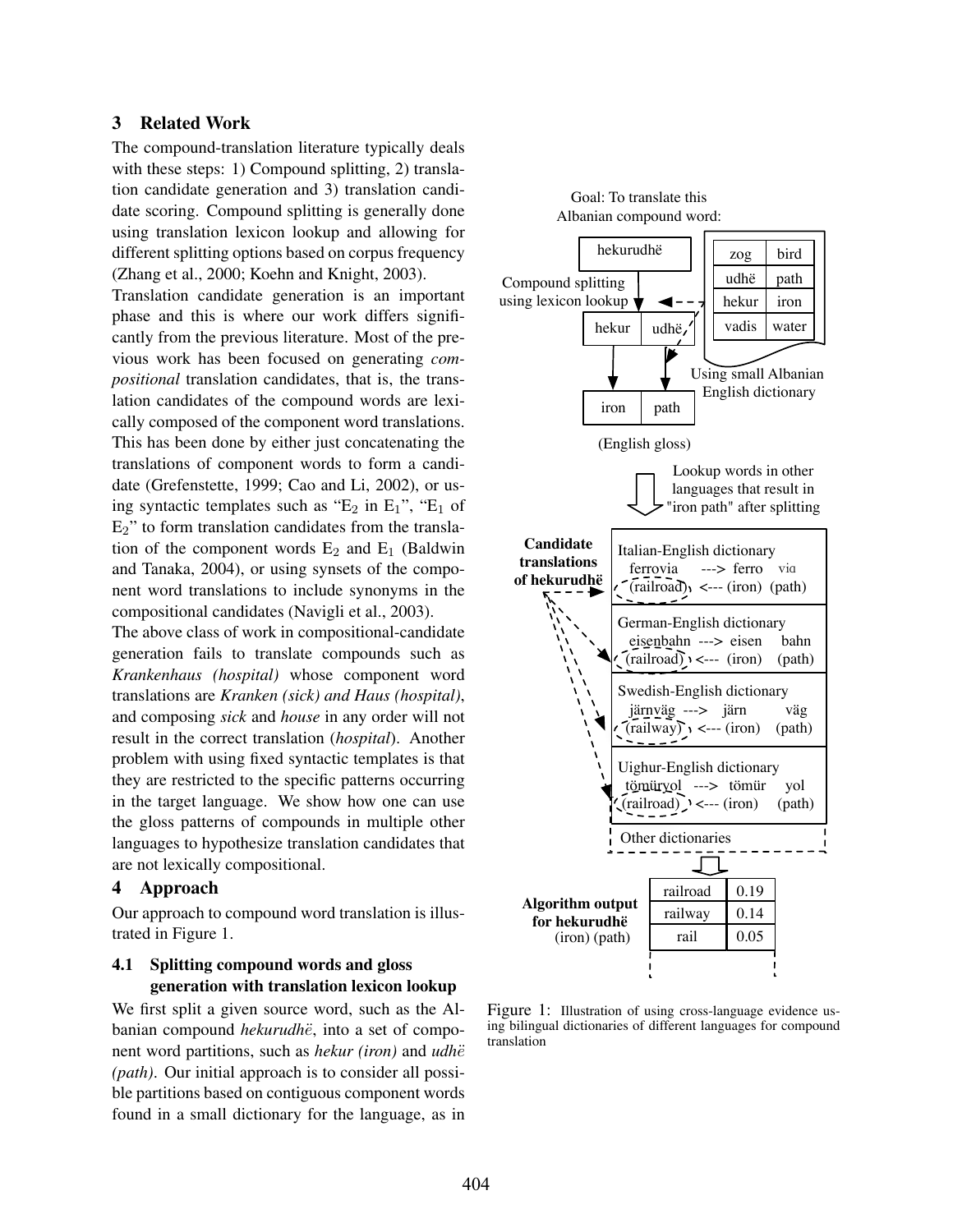## 3 Related Work

The compound-translation literature typically deals with these steps: 1) Compound splitting, 2) translation candidate generation and 3) translation candidate scoring. Compound splitting is generally done using translation lexicon lookup and allowing for different splitting options based on corpus frequency (Zhang et al., 2000; Koehn and Knight, 2003).

Translation candidate generation is an important phase and this is where our work differs significantly from the previous literature. Most of the previous work has been focused on generating *compositional* translation candidates, that is, the translation candidates of the compound words are lexically composed of the component word translations. This has been done by either just concatenating the translations of component words to form a candidate (Grefenstette, 1999; Cao and Li, 2002), or using syntactic templates such as "$E_2$ in $E_1$", "$E_1$ of $E_2$" to form translation candidates from the translation of the component words $E_2$ and $E_1$ (Baldwin and Tanaka, 2004), or using synsets of the component word translations to include synonyms in the compositional candidates (Navigli et al., 2003).

The above class of work in compositional-candidate generation fails to translate compounds such as *Krankenhaus (hospital)* whose component word translations are *Kranken (sick) and Haus (hospital)*, and composing *sick* and *house* in any order will not result in the correct translation (*hospital*). Another problem with using fixed syntactic templates is that they are restricted to the specific patterns occurring in the target language. We show how one can use the gloss patterns of compounds in multiple other languages to hypothesize translation candidates that are not lexically compositional.

## 4 Approach

Our approach to compound word translation is illustrated in Figure 1.

### 4.1 Splitting compound words and gloss generation with translation lexicon lookup

We first split a given source word, such as the Albanian compound *hekurudhë*, into a set of component word partitions, such as *hekur (iron)* and *udhë (path)*. Our initial approach is to consider all possible partitions based on contiguous component words found in a small dictionary for the language, as in

Goal: To translate this Albanian compound word: hekurudhë

Compound splitting using lexicon lookup: hekur | udhë → iron | path (English gloss)

Using small Albanian English dictionary:

| zog | bird |
|---|---|
| udhë | path |
| hekur | iron |
| vadis | water |

Lookup words in other languages that result in "iron path" after splitting

Candidate translations of hekurudhë:

- Italian-English dictionary: ferrovia ---> ferro via; (railroad) <--- (iron) (path)
- German-English dictionary: eisenbahn ---> eisen bahn; (railroad) <--- (iron) (path)
- Swedish-English dictionary: järnväg ---> järn väg; (railway) <--- (iron) (path)
- Uighur-English dictionary: tömüryol ---> tömür yol; (railroad) <--- (iron) (path)
- Other dictionaries

Algorithm output for hekurudhë (iron) (path):

| railroad | 0.19 |
|---|---|
| railway | 0.14 |
| rail | 0.05 |

Figure 1: Illustration of using cross-language evidence using bilingual dictionaries of different languages for compound translation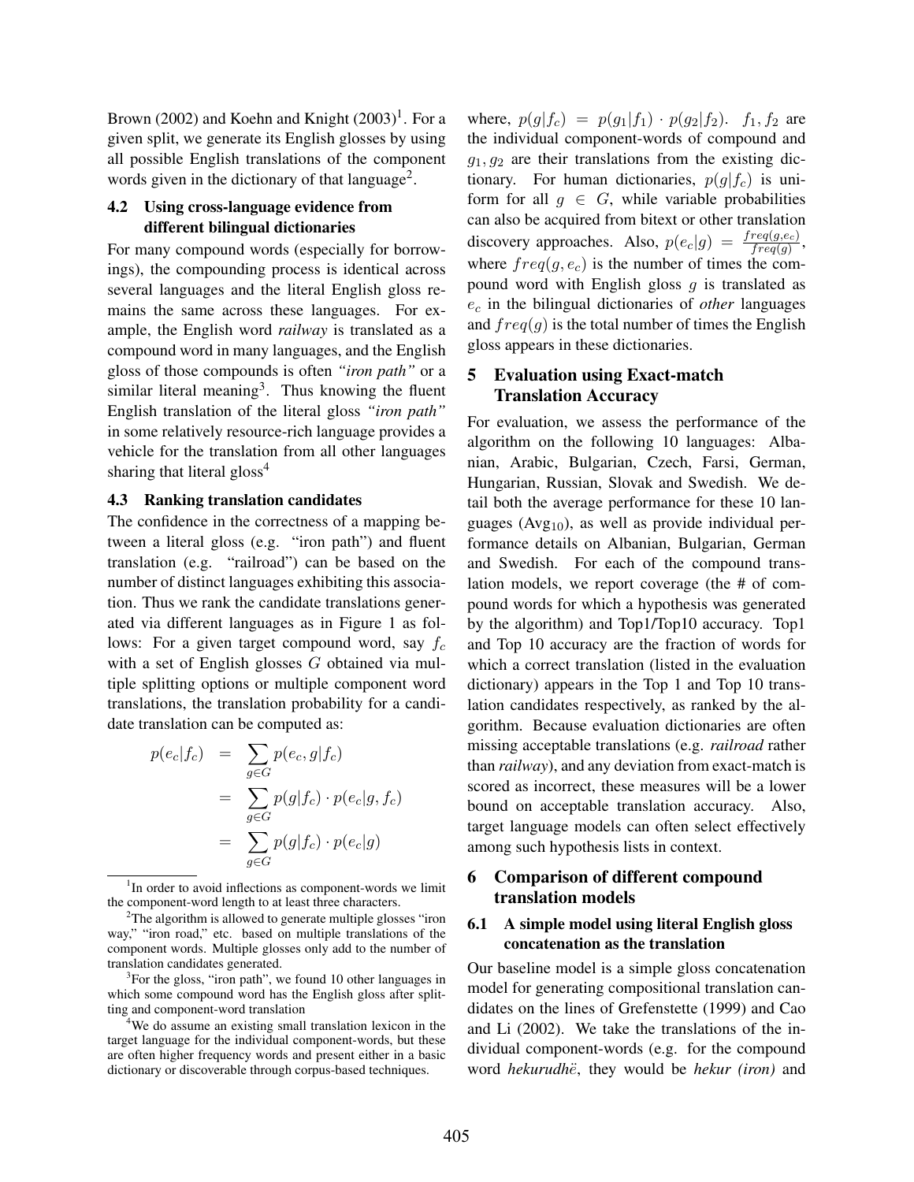Brown (2002) and Koehn and Knight (2003)[1]. For a given split, we generate its English glosses by using all possible English translations of the component words given in the dictionary of that language[2].

### 4.2 Using cross-language evidence from different bilingual dictionaries

For many compound words (especially for borrowings), the compounding process is identical across several languages and the literal English gloss remains the same across these languages. For example, the English word *railway* is translated as a compound word in many languages, and the English gloss of those compounds is often *"iron path"* or a similar literal meaning[3]. Thus knowing the fluent English translation of the literal gloss *"iron path"* in some relatively resource-rich language provides a vehicle for the translation from all other languages sharing that literal gloss[4]

### 4.3 Ranking translation candidates

The confidence in the correctness of a mapping between a literal gloss (e.g. "iron path") and fluent translation (e.g. "railroad") can be based on the number of distinct languages exhibiting this association. Thus we rank the candidate translations generated via different languages as in Figure 1 as follows: For a given target compound word, say $f_c$ with a set of English glosses $G$ obtained via multiple splitting options or multiple component word translations, the translation probability for a candidate translation can be computed as:

$$
\begin{aligned}
p(e_c|f_c) &= \sum_{g \in G} p(e_c, g|f_c) \\
&= \sum_{g \in G} p(g|f_c) \cdot p(e_c|g, f_c) \\
&= \sum_{g \in G} p(g|f_c) \cdot p(e_c|g)
\end{aligned}
$$

where, $p(g|f_c) = p(g_1|f_1) \cdot p(g_2|f_2)$. $f_1, f_2$ are the individual component-words of compound and $g_1, g_2$ are their translations from the existing dictionary. For human dictionaries, $p(g|f_c)$ is uniform for all $g \in G$, while variable probabilities can also be acquired from bitext or other translation discovery approaches. Also, $p(e_c|g) = \frac{freq(g,e_c)}{freq(g)}$, where $freq(g, e_c)$ is the number of times the compound word with English gloss $g$ is translated as $e_c$ in the bilingual dictionaries of *other* languages and $freq(g)$ is the total number of times the English gloss appears in these dictionaries.

## 5 Evaluation using Exact-match Translation Accuracy

For evaluation, we assess the performance of the algorithm on the following 10 languages: Albanian, Arabic, Bulgarian, Czech, Farsi, German, Hungarian, Russian, Slovak and Swedish. We detail both the average performance for these 10 languages ($\text{Avg}_{10}$), as well as provide individual performance details on Albanian, Bulgarian, German and Swedish. For each of the compound translation models, we report coverage (the # of compound words for which a hypothesis was generated by the algorithm) and Top1/Top10 accuracy. Top1 and Top 10 accuracy are the fraction of words for which a correct translation (listed in the evaluation dictionary) appears in the Top 1 and Top 10 translation candidates respectively, as ranked by the algorithm. Because evaluation dictionaries are often missing acceptable translations (e.g. *railroad* rather than *railway*), and any deviation from exact-match is scored as incorrect, these measures will be a lower bound on acceptable translation accuracy. Also, target language models can often select effectively among such hypothesis lists in context.

## 6 Comparison of different compound translation models

### 6.1 A simple model using literal English gloss concatenation as the translation

Our baseline model is a simple gloss concatenation model for generating compositional translation candidates on the lines of Grefenstette (1999) and Cao and Li (2002). We take the translations of the individual component-words (e.g. for the compound word *hekurudhë*, they would be *hekur (iron)* and

---

[1] In order to avoid inflections as component-words we limit the component-word length to at least three characters.

[2] The algorithm is allowed to generate multiple glosses "iron way," "iron road," etc. based on multiple translations of the component words. Multiple glosses only add to the number of translation candidates generated.

[3] For the gloss, "iron path", we found 10 other languages in which some compound word has the English gloss after splitting and component-word translation

[4] We do assume an existing small translation lexicon in the target language for the individual component-words, but these are often higher frequency words and present either in a basic dictionary or discoverable through corpus-based techniques.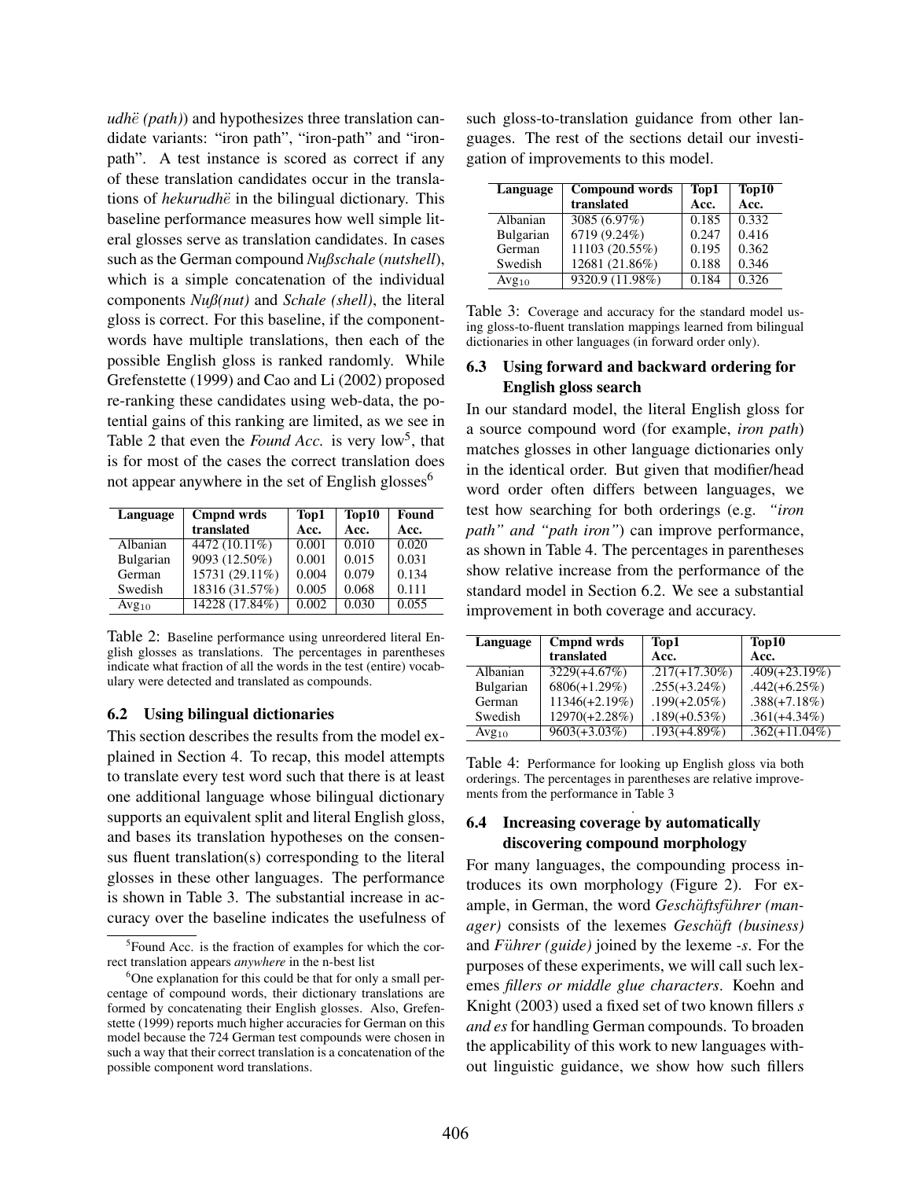*udhë (path)*) and hypothesizes three translation candidate variants: "iron path", "iron-path" and "ironpath". A test instance is scored as correct if any of these translation candidates occur in the translations of *hekurudhë* in the bilingual dictionary. This baseline performance measures how well simple literal glosses serve as translation candidates. In cases such as the German compound *Nußschale* (*nutshell*), which is a simple concatenation of the individual components *Nuß(nut)* and *Schale (shell)*, the literal gloss is correct. For this baseline, if the component-words have multiple translations, then each of the possible English gloss is ranked randomly. While Grefenstette (1999) and Cao and Li (2002) proposed re-ranking these candidates using web-data, the potential gains of this ranking are limited, as we see in Table 2 that even the *Found Acc.* is very low[5], that is for most of the cases the correct translation does not appear anywhere in the set of English glosses[6]

| Language | Cmpnd wrds translated | Top1 Acc. | Top10 Acc. | Found Acc. |
|---|---|---|---|---|
| Albanian | 4472 (10.11%) | 0.001 | 0.010 | 0.020 |
| Bulgarian | 9093 (12.50%) | 0.001 | 0.015 | 0.031 |
| German | 15731 (29.11%) | 0.004 | 0.079 | 0.134 |
| Swedish | 18316 (31.57%) | 0.005 | 0.068 | 0.111 |
| $Avg_{10}$ | 14228 (17.84%) | 0.002 | 0.030 | 0.055 |

Table 2: Baseline performance using unreordered literal English glosses as translations. The percentages in parentheses indicate what fraction of all the words in the test (entire) vocabulary were detected and translated as compounds.

### 6.2 Using bilingual dictionaries

This section describes the results from the model explained in Section 4. To recap, this model attempts to translate every test word such that there is at least one additional language whose bilingual dictionary supports an equivalent split and literal English gloss, and bases its translation hypotheses on the consensus fluent translation(s) corresponding to the literal glosses in these other languages. The performance is shown in Table 3. The substantial increase in accuracy over the baseline indicates the usefulness of such gloss-to-translation guidance from other languages. The rest of the sections detail our investigation of improvements to this model.

| Language | Compound words translated | Top1 Acc. | Top10 Acc. |
|---|---|---|---|
| Albanian | 3085 (6.97%) | 0.185 | 0.332 |
| Bulgarian | 6719 (9.24%) | 0.247 | 0.416 |
| German | 11103 (20.55%) | 0.195 | 0.362 |
| Swedish | 12681 (21.86%) | 0.188 | 0.346 |
| $Avg_{10}$ | 9320.9 (11.98%) | 0.184 | 0.326 |

Table 3: Coverage and accuracy for the standard model using gloss-to-fluent translation mappings learned from bilingual dictionaries in other languages (in forward order only).

### 6.3 Using forward and backward ordering for English gloss search

In our standard model, the literal English gloss for a source compound word (for example, *iron path*) matches glosses in other language dictionaries only in the identical order. But given that modifier/head word order often differs between languages, we test how searching for both orderings (e.g. *"iron path" and "path iron"*) can improve performance, as shown in Table 4. The percentages in parentheses show relative increase from the performance of the standard model in Section 6.2. We see a substantial improvement in both coverage and accuracy.

| Language | Cmpnd wrds translated | Top1 Acc. | Top10 Acc. |
|---|---|---|---|
| Albanian | 3229(+4.67%) | .217(+17.30%) | .409(+23.19%) |
| Bulgarian | 6806(+1.29%) | .255(+3.24%) | .442(+6.25%) |
| German | 11346(+2.19%) | .199(+2.05%) | .388(+7.18%) |
| Swedish | 12970(+2.28%) | .189(+0.53%) | .361(+4.34%) |
| $Avg_{10}$ | 9603(+3.03%) | .193(+4.89%) | .362(+11.04%) |

Table 4: Performance for looking up English gloss via both orderings. The percentages in parentheses are relative improvements from the performance in Table 3

### 6.4 Increasing coverage by automatically discovering compound morphology

For many languages, the compounding process introduces its own morphology (Figure 2). For example, in German, the word *Geschäftsführer (manager)* consists of the lexemes *Geschäft (business)* and *Führer (guide)* joined by the lexeme *-s*. For the purposes of these experiments, we will call such lexemes *fillers or middle glue characters*. Koehn and Knight (2003) used a fixed set of two known fillers *s and es* for handling German compounds. To broaden the applicability of this work to new languages without linguistic guidance, we show how such fillers

[5] Found Acc. is the fraction of examples for which the correct translation appears *anywhere* in the n-best list

[6] One explanation for this could be that for only a small percentage of compound words, their dictionary translations are formed by concatenating their English glosses. Also, Grefenstette (1999) reports much higher accuracies for German on this model because the 724 German test compounds were chosen in such a way that their correct translation is a concatenation of the possible component word translations.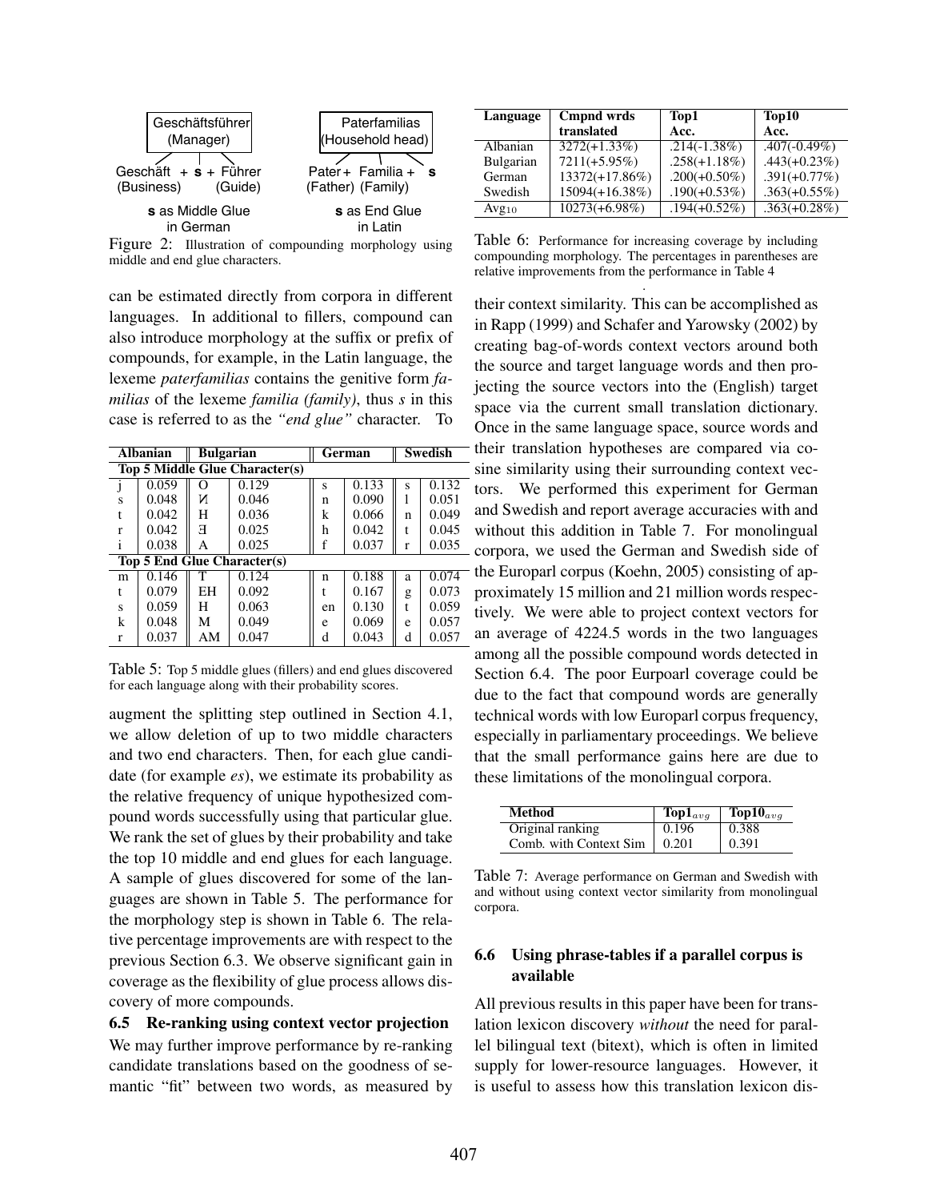Geschäftsführer (Manager)

Geschäft + **s** + Führer
(Business) (Guide)

**s** as Middle Glue in German

Paterfamilias (Household head)

Pater + Familia + **s**
(Father) (Family)

**s** as End Glue in Latin

Figure 2: Illustration of compounding morphology using middle and end glue characters.

can be estimated directly from corpora in different languages. In additional to fillers, compound can also introduce morphology at the suffix or prefix of compounds, for example, in the Latin language, the lexeme *paterfamilias* contains the genitive form *familias* of the lexeme *familia (family)*, thus *s* in this case is referred to as the *"end glue"* character. To augment the splitting step outlined in Section 4.1, we allow deletion of up to two middle characters and two end characters. Then, for each glue candidate (for example *es*), we estimate its probability as the relative frequency of unique hypothesized compound words successfully using that particular glue. We rank the set of glues by their probability and take the top 10 middle and end glues for each language. A sample of glues discovered for some of the languages are shown in Table 5. The performance for the morphology step is shown in Table 6. The relative percentage improvements are with respect to the previous Section 6.3. We observe significant gain in coverage as the flexibility of glue process allows discovery of more compounds.

| Albanian | | Bulgarian | | German | | Swedish | |
|---|---|---|---|---|---|---|---|
| **Top 5 Middle Glue Character(s)** | | | | | | | |
| j | 0.059 | О | 0.129 | s | 0.133 | s | 0.132 |
| s | 0.048 | И | 0.046 | n | 0.090 | l | 0.051 |
| t | 0.042 | Н | 0.036 | k | 0.066 | n | 0.049 |
| r | 0.042 | Е | 0.025 | h | 0.042 | t | 0.045 |
| i | 0.038 | А | 0.025 | f | 0.037 | r | 0.035 |
| **Top 5 End Glue Character(s)** | | | | | | | |
| m | 0.146 | Т | 0.124 | n | 0.188 | a | 0.074 |
| t | 0.079 | ЕН | 0.092 | t | 0.167 | g | 0.073 |
| s | 0.059 | Н | 0.063 | en | 0.130 | t | 0.059 |
| k | 0.048 | М | 0.049 | e | 0.069 | e | 0.057 |
| r | 0.037 | АМ | 0.047 | d | 0.043 | d | 0.057 |

Table 5: Top 5 middle glues (fillers) and end glues discovered for each language along with their probability scores.

| Language | Cmpnd wrds translated | Top1 Acc. | Top10 Acc. |
|---|---|---|---|
| Albanian | 3272(+1.33%) | .214(-1.38%) | .407(-0.49%) |
| Bulgarian | 7211(+5.95%) | .258(+1.18%) | .443(+0.23%) |
| German | 13372(+17.86%) | .200(+0.50%) | .391(+0.77%) |
| Swedish | 15094(+16.38%) | .190(+0.53%) | .363(+0.55%) |
| $Avg_{10}$ | 10273(+6.98%) | .194(+0.52%) | .363(+0.28%) |

Table 6: Performance for increasing coverage by including compounding morphology. The percentages in parentheses are relative improvements from the performance in Table 4

### 6.5 Re-ranking using context vector projection

We may further improve performance by re-ranking candidate translations based on the goodness of semantic "fit" between two words, as measured by their context similarity. This can be accomplished as in Rapp (1999) and Schafer and Yarowsky (2002) by creating bag-of-words context vectors around both the source and target language words and then projecting the source vectors into the (English) target space via the current small translation dictionary. Once in the same language space, source words and their translation hypotheses are compared via cosine similarity using their surrounding context vectors. We performed this experiment for German and Swedish and report average accuracies with and without this addition in Table 7. For monolingual corpora, we used the German and Swedish side of the Europarl corpus (Koehn, 2005) consisting of approximately 15 million and 21 million words respectively. We were able to project context vectors for an average of 4224.5 words in the two languages among all the possible compound words detected in Section 6.4. The poor Eurpoarl coverage could be due to the fact that compound words are generally technical words with low Europarl corpus frequency, especially in parliamentary proceedings. We believe that the small performance gains here are due to these limitations of the monolingual corpora.

| Method | $\textbf{Top1}_{avg}$ | $\textbf{Top10}_{avg}$ |
|---|---|---|
| Original ranking | 0.196 | 0.388 |
| Comb. with Context Sim | 0.201 | 0.391 |

Table 7: Average performance on German and Swedish with and without using context vector similarity from monolingual corpora.

### 6.6 Using phrase-tables if a parallel corpus is available

All previous results in this paper have been for translation lexicon discovery *without* the need for parallel bilingual text (bitext), which is often in limited supply for lower-resource languages. However, it is useful to assess how this translation lexicon dis-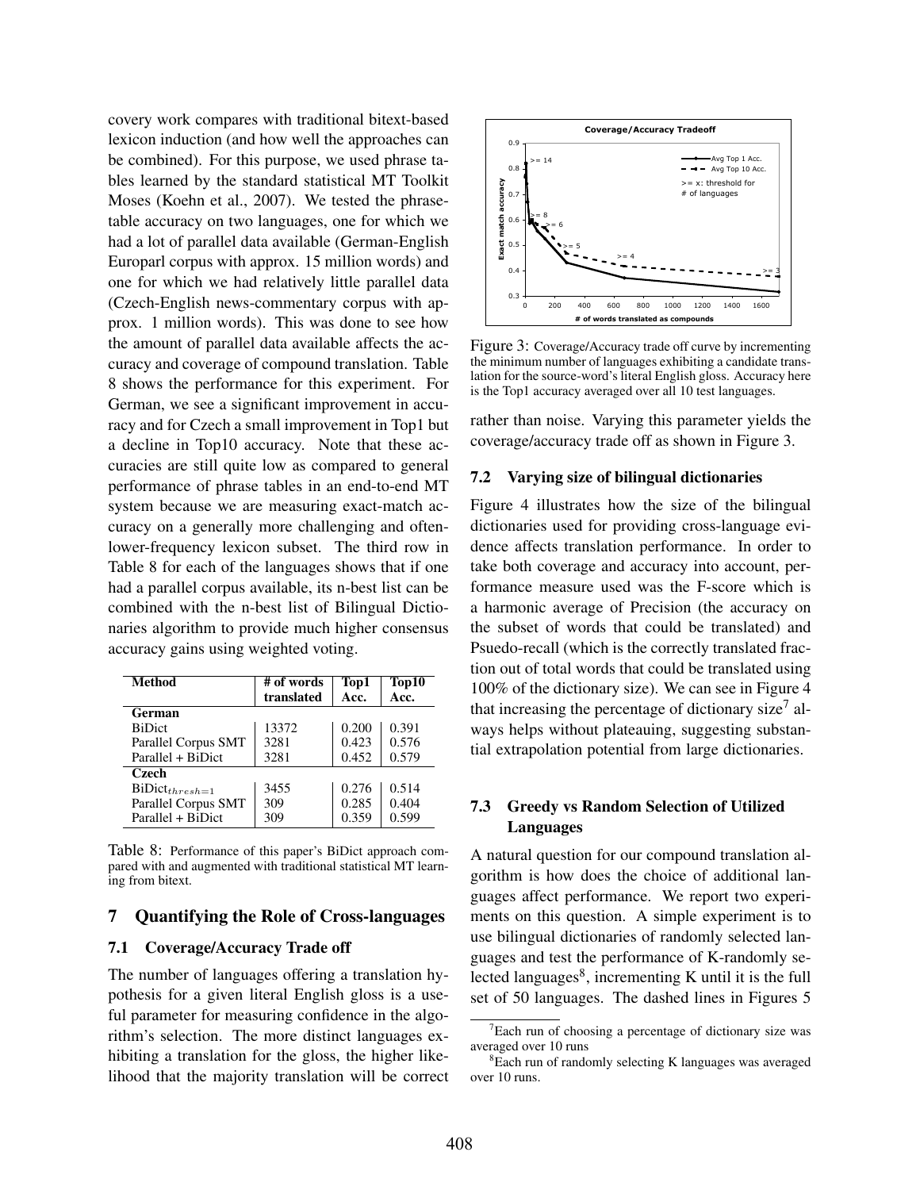covery work compares with traditional bitext-based lexicon induction (and how well the approaches can be combined). For this purpose, we used phrase tables learned by the standard statistical MT Toolkit Moses (Koehn et al., 2007). We tested the phrase-table accuracy on two languages, one for which we had a lot of parallel data available (German-English Europarl corpus with approx. 15 million words) and one for which we had relatively little parallel data (Czech-English news-commentary corpus with approx. 1 million words). This was done to see how the amount of parallel data available affects the accuracy and coverage of compound translation. Table 8 shows the performance for this experiment. For German, we see a significant improvement in accuracy and for Czech a small improvement in Top1 but a decline in Top10 accuracy. Note that these accuracies are still quite low as compared to general performance of phrase tables in an end-to-end MT system because we are measuring exact-match accuracy on a generally more challenging and often-lower-frequency lexicon subset. The third row in Table 8 for each of the languages shows that if one had a parallel corpus available, its n-best list can be combined with the n-best list of Bilingual Dictionaries algorithm to provide much higher consensus accuracy gains using weighted voting.

| Method | # of words translated | Top1 Acc. | Top10 Acc. |
|---|---|---|---|
| **German** | | | |
| BiDict | 13372 | 0.200 | 0.391 |
| Parallel Corpus SMT | 3281 | 0.423 | 0.576 |
| Parallel + BiDict | 3281 | 0.452 | 0.579 |
| **Czech** | | | |
| $\text{BiDict}_{thresh=1}$ | 3455 | 0.276 | 0.514 |
| Parallel Corpus SMT | 309 | 0.285 | 0.404 |
| Parallel + BiDict | 309 | 0.359 | 0.599 |

Table 8: Performance of this paper's BiDict approach compared with and augmented with traditional statistical MT learning from bitext.

## 7 Quantifying the Role of Cross-languages

### 7.1 Coverage/Accuracy Trade off

The number of languages offering a translation hypothesis for a given literal English gloss is a useful parameter for measuring confidence in the algorithm's selection. The more distinct languages exhibiting a translation for the gloss, the higher likelihood that the majority translation will be correct rather than noise. Varying this parameter yields the coverage/accuracy trade off as shown in Figure 3.

Figure 3: Coverage/Accuracy trade off curve by incrementing the minimum number of languages exhibiting a candidate translation for the source-word's literal English gloss. Accuracy here is the Top1 accuracy averaged over all 10 test languages.

### 7.2 Varying size of bilingual dictionaries

Figure 4 illustrates how the size of the bilingual dictionaries used for providing cross-language evidence affects translation performance. In order to take both coverage and accuracy into account, performance measure used was the F-score which is a harmonic average of Precision (the accuracy on the subset of words that could be translated) and Psuedo-recall (which is the correctly translated fraction out of total words that could be translated using 100% of the dictionary size). We can see in Figure 4 that increasing the percentage of dictionary size[7] always helps without plateauing, suggesting substantial extrapolation potential from large dictionaries.

### 7.3 Greedy vs Random Selection of Utilized Languages

A natural question for our compound translation algorithm is how does the choice of additional languages affect performance. We report two experiments on this question. A simple experiment is to use bilingual dictionaries of randomly selected languages and test the performance of K-randomly selected languages[8], incrementing K until it is the full set of 50 languages. The dashed lines in Figures 5

[7]Each run of choosing a percentage of dictionary size was averaged over 10 runs

[8]Each run of randomly selecting K languages was averaged over 10 runs.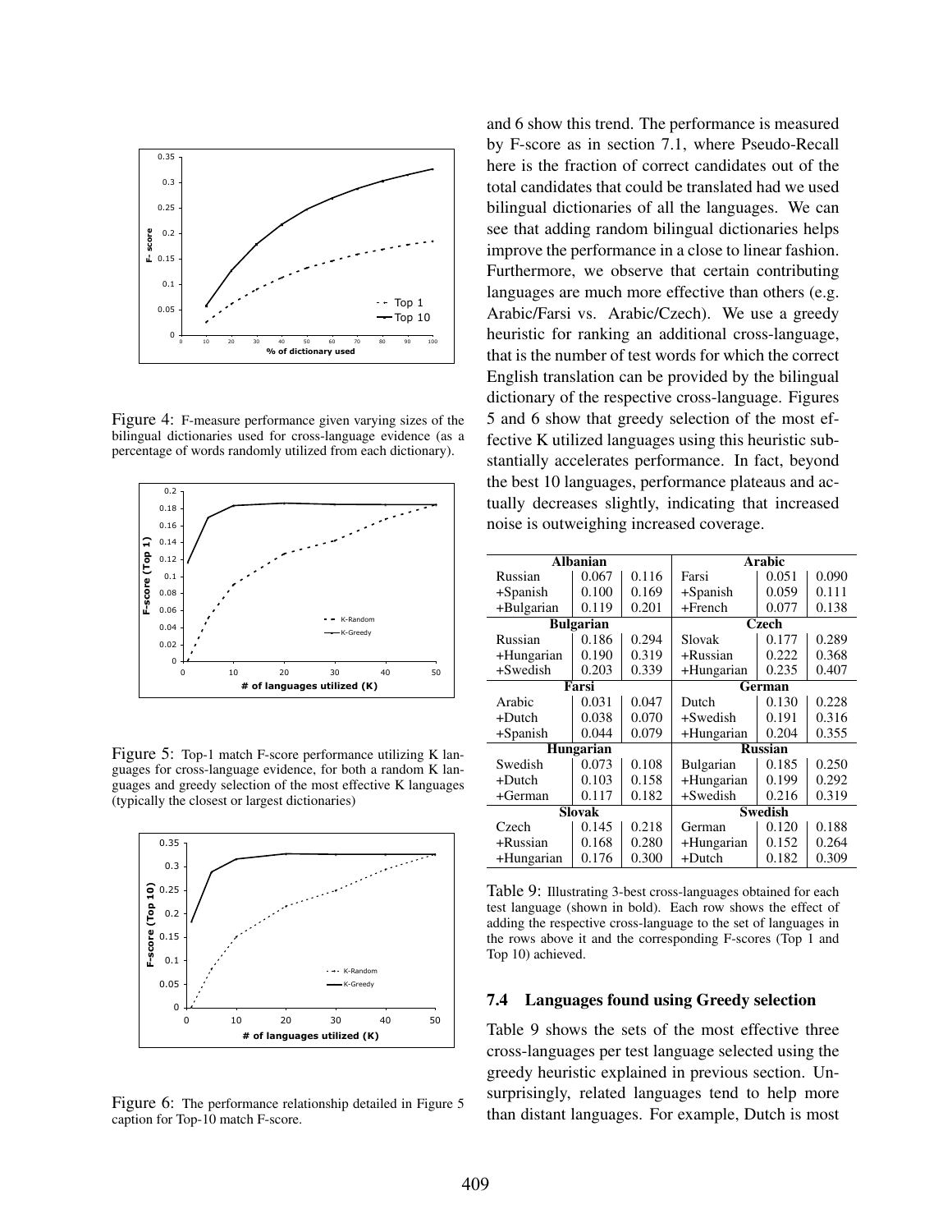Figure 4: F-measure performance given varying sizes of the bilingual dictionaries used for cross-language evidence (as a percentage of words randomly utilized from each dictionary).

Figure 5: Top-1 match F-score performance utilizing K languages for cross-language evidence, for both a random K languages and greedy selection of the most effective K languages (typically the closest or largest dictionaries)

Figure 6: The performance relationship detailed in Figure 5 caption for Top-10 match F-score.

and 6 show this trend. The performance is measured by F-score as in section 7.1, where Pseudo-Recall here is the fraction of correct candidates out of the total candidates that could be translated had we used bilingual dictionaries of all the languages. We can see that adding random bilingual dictionaries helps improve the performance in a close to linear fashion. Furthermore, we observe that certain contributing languages are much more effective than others (e.g. Arabic/Farsi vs. Arabic/Czech). We use a greedy heuristic for ranking an additional cross-language, that is the number of test words for which the correct English translation can be provided by the bilingual dictionary of the respective cross-language. Figures 5 and 6 show that greedy selection of the most effective K utilized languages using this heuristic substantially accelerates performance. In fact, beyond the best 10 languages, performance plateaus and actually decreases slightly, indicating that increased noise is outweighing increased coverage.

| **Albanian** | | | **Arabic** | | |
|---|---|---|---|---|---|
| Russian | 0.067 | 0.116 | Farsi | 0.051 | 0.090 |
| +Spanish | 0.100 | 0.169 | +Spanish | 0.059 | 0.111 |
| +Bulgarian | 0.119 | 0.201 | +French | 0.077 | 0.138 |
| **Bulgarian** | | | **Czech** | | |
| Russian | 0.186 | 0.294 | Slovak | 0.177 | 0.289 |
| +Hungarian | 0.190 | 0.319 | +Russian | 0.222 | 0.368 |
| +Swedish | 0.203 | 0.339 | +Hungarian | 0.235 | 0.407 |
| **Farsi** | | | **German** | | |
| Arabic | 0.031 | 0.047 | Dutch | 0.130 | 0.228 |
| +Dutch | 0.038 | 0.070 | +Swedish | 0.191 | 0.316 |
| +Spanish | 0.044 | 0.079 | +Hungarian | 0.204 | 0.355 |
| **Hungarian** | | | **Russian** | | |
| Swedish | 0.073 | 0.108 | Bulgarian | 0.185 | 0.250 |
| +Dutch | 0.103 | 0.158 | +Hungarian | 0.199 | 0.292 |
| +German | 0.117 | 0.182 | +Swedish | 0.216 | 0.319 |
| **Slovak** | | | **Swedish** | | |
| Czech | 0.145 | 0.218 | German | 0.120 | 0.188 |
| +Russian | 0.168 | 0.280 | +Hungarian | 0.152 | 0.264 |
| +Hungarian | 0.176 | 0.300 | +Dutch | 0.182 | 0.309 |

Table 9: Illustrating 3-best cross-languages obtained for each test language (shown in bold). Each row shows the effect of adding the respective cross-language to the set of languages in the rows above it and the corresponding F-scores (Top 1 and Top 10) achieved.

### 7.4 Languages found using Greedy selection

Table 9 shows the sets of the most effective three cross-languages per test language selected using the greedy heuristic explained in previous section. Unsurprisingly, related languages tend to help more than distant languages. For example, Dutch is most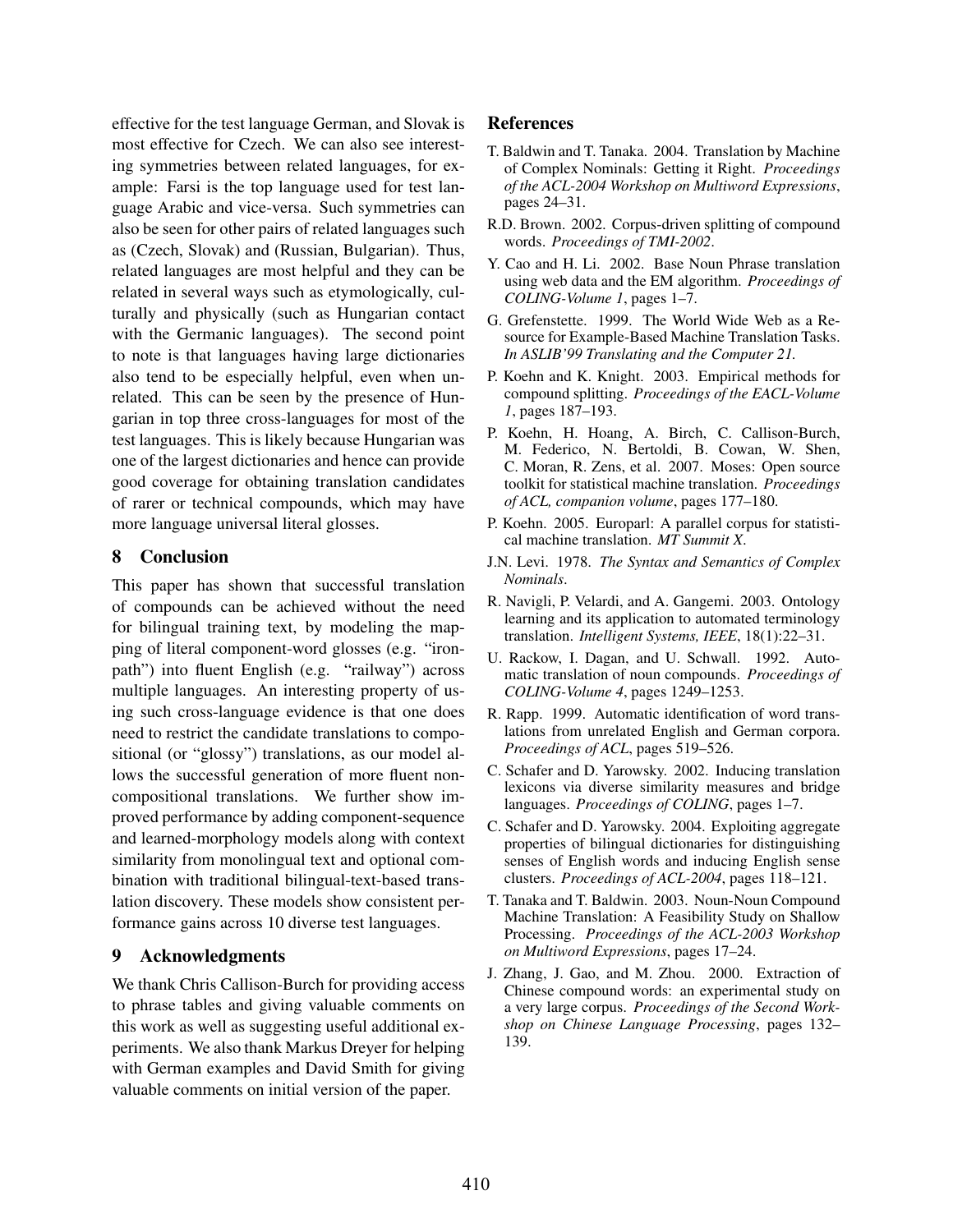effective for the test language German, and Slovak is most effective for Czech. We can also see interesting symmetries between related languages, for example: Farsi is the top language used for test language Arabic and vice-versa. Such symmetries can also be seen for other pairs of related languages such as (Czech, Slovak) and (Russian, Bulgarian). Thus, related languages are most helpful and they can be related in several ways such as etymologically, culturally and physically (such as Hungarian contact with the Germanic languages). The second point to note is that languages having large dictionaries also tend to be especially helpful, even when unrelated. This can be seen by the presence of Hungarian in top three cross-languages for most of the test languages. This is likely because Hungarian was one of the largest dictionaries and hence can provide good coverage for obtaining translation candidates of rarer or technical compounds, which may have more language universal literal glosses.

## 8 Conclusion

This paper has shown that successful translation of compounds can be achieved without the need for bilingual training text, by modeling the mapping of literal component-word glosses (e.g. "iron-path") into fluent English (e.g. "railway") across multiple languages. An interesting property of using such cross-language evidence is that one does need to restrict the candidate translations to compositional (or "glossy") translations, as our model allows the successful generation of more fluent noncompositional translations. We further show improved performance by adding component-sequence and learned-morphology models along with context similarity from monolingual text and optional combination with traditional bilingual-text-based translation discovery. These models show consistent performance gains across 10 diverse test languages.

## 9 Acknowledgments

We thank Chris Callison-Burch for providing access to phrase tables and giving valuable comments on this work as well as suggesting useful additional experiments. We also thank Markus Dreyer for helping with German examples and David Smith for giving valuable comments on initial version of the paper.

## References

T. Baldwin and T. Tanaka. 2004. Translation by Machine of Complex Nominals: Getting it Right. *Proceedings of the ACL-2004 Workshop on Multiword Expressions*, pages 24–31.

R.D. Brown. 2002. Corpus-driven splitting of compound words. *Proceedings of TMI-2002*.

Y. Cao and H. Li. 2002. Base Noun Phrase translation using web data and the EM algorithm. *Proceedings of COLING-Volume 1*, pages 1–7.

G. Grefenstette. 1999. The World Wide Web as a Resource for Example-Based Machine Translation Tasks. *In ASLIB'99 Translating and the Computer 21.*

P. Koehn and K. Knight. 2003. Empirical methods for compound splitting. *Proceedings of the EACL-Volume 1*, pages 187–193.

P. Koehn, H. Hoang, A. Birch, C. Callison-Burch, M. Federico, N. Bertoldi, B. Cowan, W. Shen, C. Moran, R. Zens, et al. 2007. Moses: Open source toolkit for statistical machine translation. *Proceedings of ACL, companion volume*, pages 177–180.

P. Koehn. 2005. Europarl: A parallel corpus for statistical machine translation. *MT Summit X*.

J.N. Levi. 1978. *The Syntax and Semantics of Complex Nominals*.

R. Navigli, P. Velardi, and A. Gangemi. 2003. Ontology learning and its application to automated terminology translation. *Intelligent Systems, IEEE*, 18(1):22–31.

U. Rackow, I. Dagan, and U. Schwall. 1992. Automatic translation of noun compounds. *Proceedings of COLING-Volume 4*, pages 1249–1253.

R. Rapp. 1999. Automatic identification of word translations from unrelated English and German corpora. *Proceedings of ACL*, pages 519–526.

C. Schafer and D. Yarowsky. 2002. Inducing translation lexicons via diverse similarity measures and bridge languages. *Proceedings of COLING*, pages 1–7.

C. Schafer and D. Yarowsky. 2004. Exploiting aggregate properties of bilingual dictionaries for distinguishing senses of English words and inducing English sense clusters. *Proceedings of ACL-2004*, pages 118–121.

T. Tanaka and T. Baldwin. 2003. Noun-Noun Compound Machine Translation: A Feasibility Study on Shallow Processing. *Proceedings of the ACL-2003 Workshop on Multiword Expressions*, pages 17–24.

J. Zhang, J. Gao, and M. Zhou. 2000. Extraction of Chinese compound words: an experimental study on a very large corpus. *Proceedings of the Second Workshop on Chinese Language Processing*, pages 132–139.